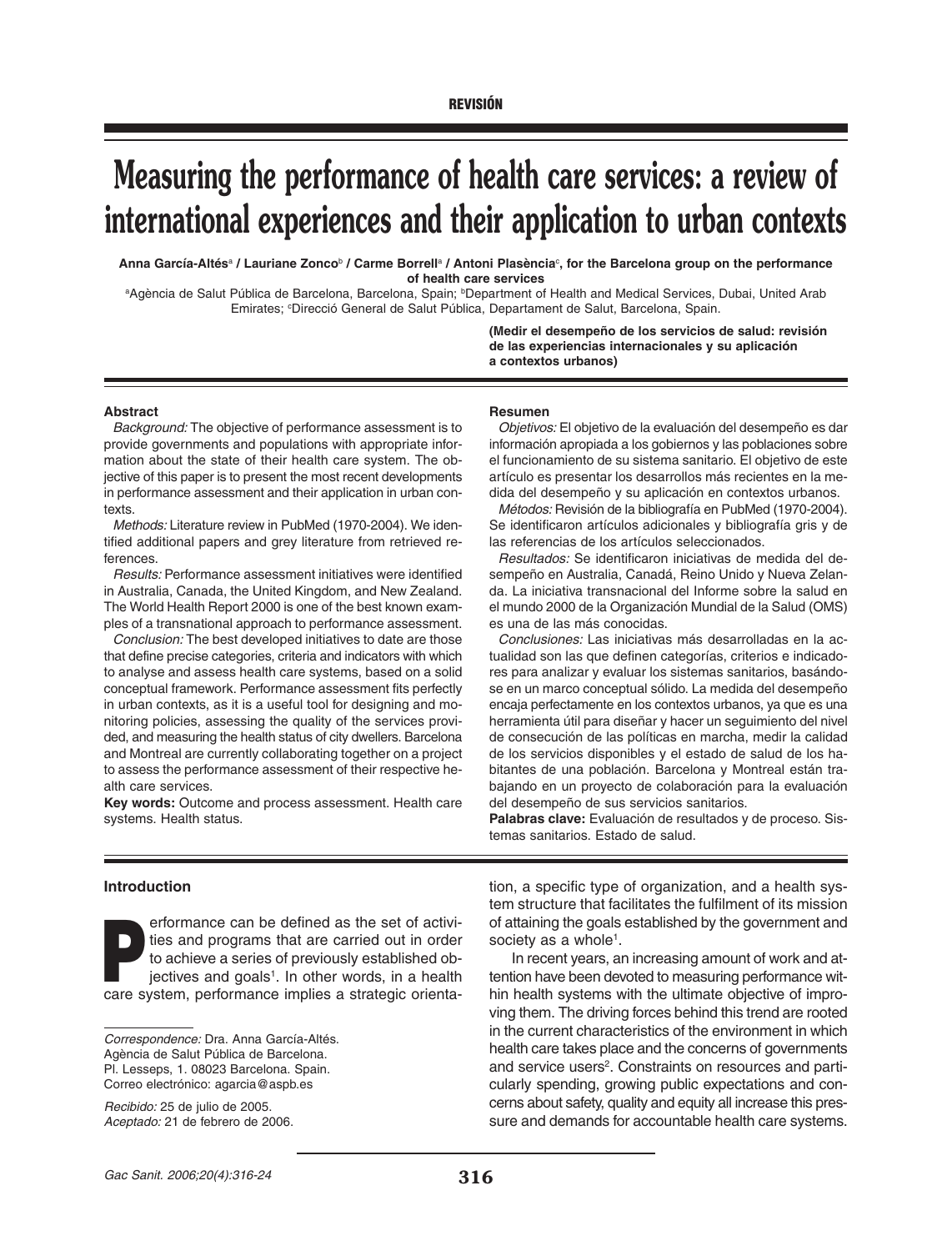REVISIÓN

# Measuring the performance of health care services: a review of international experiences and their application to urban contexts

**Anna García-Altés[a] / Lauriane Zonco[b] / Carme Borrell[a] / Antoni Plasència[c], for the Barcelona group on the performance of health care services**

[a]Agència de Salut Pública de Barcelona, Barcelona, Spain; [b]Department of Health and Medical Services, Dubai, United Arab Emirates; [c]Direcció General de Salut Pública, Departament de Salut, Barcelona, Spain.

**(Medir el desempeño de los servicios de salud: revisión de las experiencias internacionales y su aplicación a contextos urbanos)**

### Abstract

*Background:* The objective of performance assessment is to provide governments and populations with appropriate information about the state of their health care system. The objective of this paper is to present the most recent developments in performance assessment and their application in urban contexts.

*Methods:* Literature review in PubMed (1970-2004). We identified additional papers and grey literature from retrieved references.

*Results:* Performance assessment initiatives were identified in Australia, Canada, the United Kingdom, and New Zealand. The World Health Report 2000 is one of the best known examples of a transnational approach to performance assessment.

*Conclusion:* The best developed initiatives to date are those that define precise categories, criteria and indicators with which to analyse and assess health care systems, based on a solid conceptual framework. Performance assessment fits perfectly in urban contexts, as it is a useful tool for designing and monitoring policies, assessing the quality of the services provided, and measuring the health status of city dwellers. Barcelona and Montreal are currently collaborating together on a project to assess the performance assessment of their respective health care services.

**Key words:** Outcome and process assessment. Health care systems. Health status.

### Resumen

*Objetivos:* El objetivo de la evaluación del desempeño es dar información apropiada a los gobiernos y las poblaciones sobre el funcionamiento de su sistema sanitario. El objetivo de este artículo es presentar los desarrollos más recientes en la medida del desempeño y su aplicación en contextos urbanos.

*Métodos:* Revisión de la bibliografía en PubMed (1970-2004). Se identificaron artículos adicionales y bibliografía gris y de las referencias de los artículos seleccionados.

*Resultados:* Se identificaron iniciativas de medida del desempeño en Australia, Canadá, Reino Unido y Nueva Zelanda. La iniciativa transnacional del Informe sobre la salud en el mundo 2000 de la Organización Mundial de la Salud (OMS) es una de las más conocidas.

*Conclusiones:* Las iniciativas más desarrolladas en la actualidad son las que definen categorías, criterios e indicadores para analizar y evaluar los sistemas sanitarios, basándose en un marco conceptual sólido. La medida del desempeño encaja perfectamente en los contextos urbanos, ya que es una herramienta útil para diseñar y hacer un seguimiento del nivel de consecución de las políticas en marcha, medir la calidad de los servicios disponibles y el estado de salud de los habitantes de una población. Barcelona y Montreal están trabajando en un proyecto de colaboración para la evaluación del desempeño de sus servicios sanitarios.

**Palabras clave:** Evaluación de resultados y de proceso. Sistemas sanitarios. Estado de salud.

## Introduction

Performance can be defined as the set of activities and programs that are carried out in order to achieve a series of previously established objectives and goals[1]. In other words, in a health care system, performance implies a strategic orientation, a specific type of organization, and a health system structure that facilitates the fulfilment of its mission of attaining the goals established by the government and society as a whole[1].

In recent years, an increasing amount of work and attention have been devoted to measuring performance within health systems with the ultimate objective of improving them. The driving forces behind this trend are rooted in the current characteristics of the environment in which health care takes place and the concerns of governments and service users[2]. Constraints on resources and particularly spending, growing public expectations and concerns about safety, quality and equity all increase this pressure and demands for accountable health care systems.

*Correspondence:* Dra. Anna García-Altés.
Agència de Salut Pública de Barcelona.
Pl. Lesseps, 1. 08023 Barcelona. Spain.
Correo electrónico: agarcia@aspb.es

*Recibido:* 25 de julio de 2005.
*Aceptado:* 21 de febrero de 2006.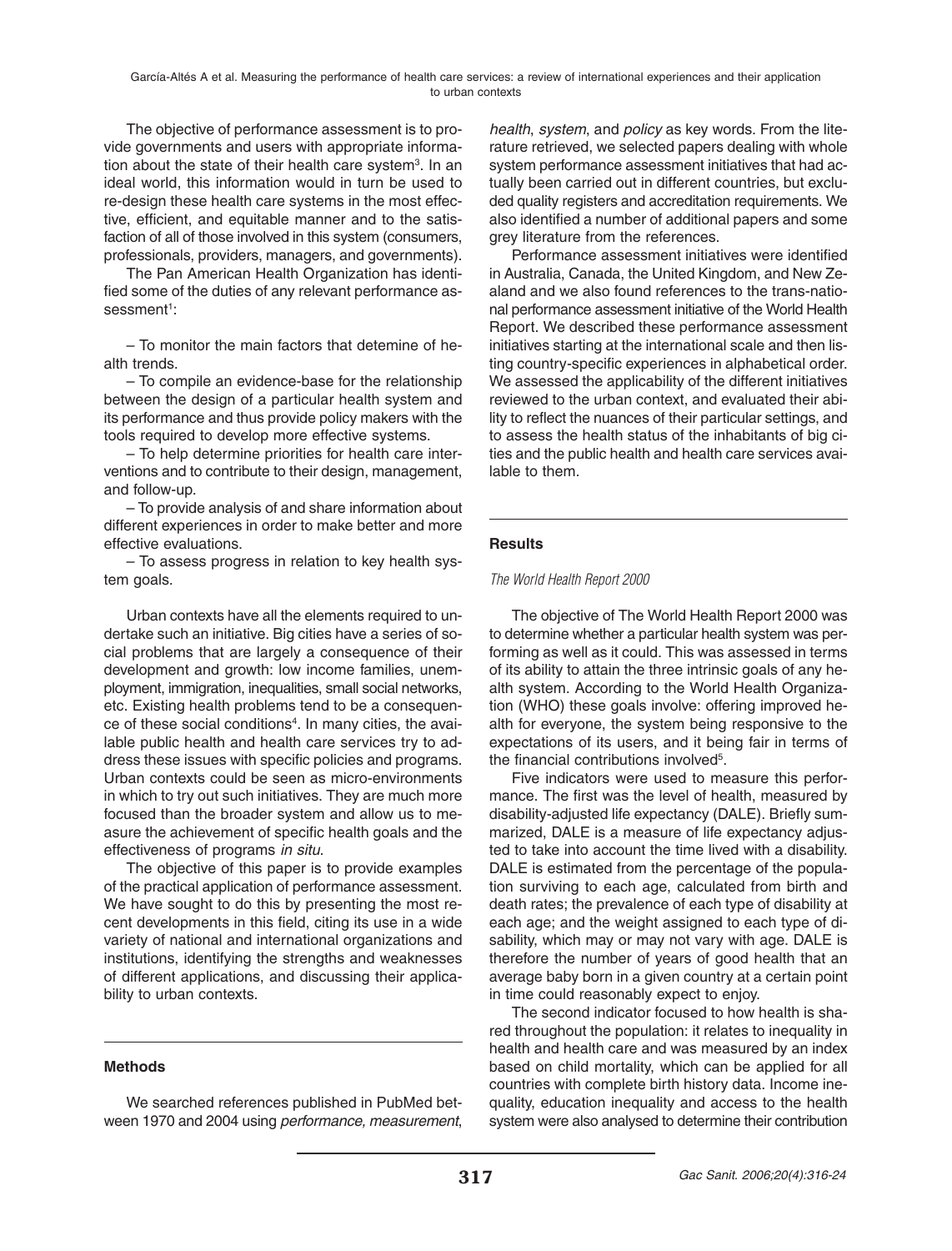The objective of performance assessment is to provide governments and users with appropriate information about the state of their health care system[3]. In an ideal world, this information would in turn be used to re-design these health care systems in the most effective, efficient, and equitable manner and to the satisfaction of all of those involved in this system (consumers, professionals, providers, managers, and governments).

The Pan American Health Organization has identified some of the duties of any relevant performance assessment[1]:

– To monitor the main factors that detemine of health trends.

– To compile an evidence-base for the relationship between the design of a particular health system and its performance and thus provide policy makers with the tools required to develop more effective systems.

– To help determine priorities for health care interventions and to contribute to their design, management, and follow-up.

– To provide analysis of and share information about different experiences in order to make better and more effective evaluations.

– To assess progress in relation to key health system goals.

Urban contexts have all the elements required to undertake such an initiative. Big cities have a series of social problems that are largely a consequence of their development and growth: low income families, unemployment, immigration, inequalities, small social networks, etc. Existing health problems tend to be a consequence of these social conditions[4]. In many cities, the available public health and health care services try to address these issues with specific policies and programs. Urban contexts could be seen as micro-environments in which to try out such initiatives. They are much more focused than the broader system and allow us to measure the achievement of specific health goals and the effectiveness of programs *in situ*.

The objective of this paper is to provide examples of the practical application of performance assessment. We have sought to do this by presenting the most recent developments in this field, citing its use in a wide variety of national and international organizations and institutions, identifying the strengths and weaknesses of different applications, and discussing their applicability to urban contexts.

## Methods

We searched references published in PubMed between 1970 and 2004 using *performance, measurement, health, system*, and *policy* as key words. From the literature retrieved, we selected papers dealing with whole system performance assessment initiatives that had actually been carried out in different countries, but excluded quality registers and accreditation requirements. We also identified a number of additional papers and some grey literature from the references.

Performance assessment initiatives were identified in Australia, Canada, the United Kingdom, and New Zealand and we also found references to the trans-national performance assessment initiative of the World Health Report. We described these performance assessment initiatives starting at the international scale and then listing country-specific experiences in alphabetical order. We assessed the applicability of the different initiatives reviewed to the urban context, and evaluated their ability to reflect the nuances of their particular settings, and to assess the health status of the inhabitants of big cities and the public health and health care services available to them.

## Results

### *The World Health Report 2000*

The objective of The World Health Report 2000 was to determine whether a particular health system was performing as well as it could. This was assessed in terms of its ability to attain the three intrinsic goals of any health system. According to the World Health Organization (WHO) these goals involve: offering improved health for everyone, the system being responsive to the expectations of its users, and it being fair in terms of the financial contributions involved[5].

Five indicators were used to measure this performance. The first was the level of health, measured by disability-adjusted life expectancy (DALE). Briefly summarized, DALE is a measure of life expectancy adjusted to take into account the time lived with a disability. DALE is estimated from the percentage of the population surviving to each age, calculated from birth and death rates; the prevalence of each type of disability at each age; and the weight assigned to each type of disability, which may or may not vary with age. DALE is therefore the number of years of good health that an average baby born in a given country at a certain point in time could reasonably expect to enjoy.

The second indicator focused to how health is shared throughout the population: it relates to inequality in health and health care and was measured by an index based on child mortality, which can be applied for all countries with complete birth history data. Income inequality, education inequality and access to the health system were also analysed to determine their contribution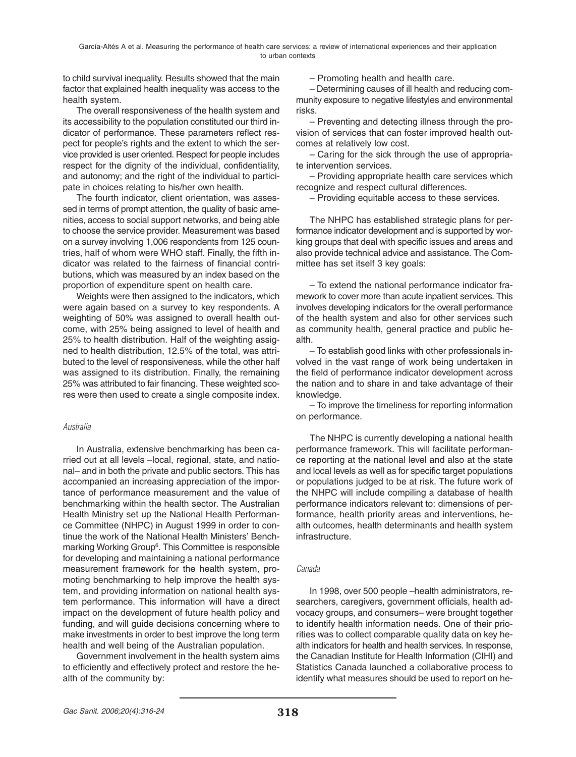to child survival inequality. Results showed that the main factor that explained health inequality was access to the health system.

The overall responsiveness of the health system and its accessibility to the population constituted our third indicator of performance. These parameters reflect respect for people's rights and the extent to which the service provided is user oriented. Respect for people includes respect for the dignity of the individual, confidentiality, and autonomy; and the right of the individual to participate in choices relating to his/her own health.

The fourth indicator, client orientation, was assessed in terms of prompt attention, the quality of basic amenities, access to social support networks, and being able to choose the service provider. Measurement was based on a survey involving 1,006 respondents from 125 countries, half of whom were WHO staff. Finally, the fifth indicator was related to the fairness of financial contributions, which was measured by an index based on the proportion of expenditure spent on health care.

Weights were then assigned to the indicators, which were again based on a survey to key respondents. A weighting of 50% was assigned to overall health outcome, with 25% being assigned to level of health and 25% to health distribution. Half of the weighting assigned to health distribution, 12.5% of the total, was attributed to the level of responsiveness, while the other half was assigned to its distribution. Finally, the remaining 25% was attributed to fair financing. These weighted scores were then used to create a single composite index.

*Australia*

In Australia, extensive benchmarking has been carried out at all levels –local, regional, state, and national– and in both the private and public sectors. This has accompanied an increasing appreciation of the importance of performance measurement and the value of benchmarking within the health sector. The Australian Health Ministry set up the National Health Performance Committee (NHPC) in August 1999 in order to continue the work of the National Health Ministers' Benchmarking Working Group[6]. This Committee is responsible for developing and maintaining a national performance measurement framework for the health system, promoting benchmarking to help improve the health system, and providing information on national health system performance. This information will have a direct impact on the development of future health policy and funding, and will guide decisions concerning where to make investments in order to best improve the long term health and well being of the Australian population.

Government involvement in the health system aims to efficiently and effectively protect and restore the health of the community by:

– Promoting health and health care.

– Determining causes of ill health and reducing community exposure to negative lifestyles and environmental risks.

– Preventing and detecting illness through the provision of services that can foster improved health outcomes at relatively low cost.

– Caring for the sick through the use of appropriate intervention services.

– Providing appropriate health care services which recognize and respect cultural differences.

– Providing equitable access to these services.

The NHPC has established strategic plans for performance indicator development and is supported by working groups that deal with specific issues and areas and also provide technical advice and assistance. The Committee has set itself 3 key goals:

– To extend the national performance indicator framework to cover more than acute inpatient services. This involves developing indicators for the overall performance of the health system and also for other services such as community health, general practice and public health.

– To establish good links with other professionals involved in the vast range of work being undertaken in the field of performance indicator development across the nation and to share in and take advantage of their knowledge.

– To improve the timeliness for reporting information on performance.

The NHPC is currently developing a national health performance framework. This will facilitate performance reporting at the national level and also at the state and local levels as well as for specific target populations or populations judged to be at risk. The future work of the NHPC will include compiling a database of health performance indicators relevant to: dimensions of performance, health priority areas and interventions, health outcomes, health determinants and health system infrastructure.

*Canada*

In 1998, over 500 people –health administrators, researchers, caregivers, government officials, health advocacy groups, and consumers– were brought together to identify health information needs. One of their priorities was to collect comparable quality data on key health indicators for health and health services. In response, the Canadian Institute for Health Information (CIHI) and Statistics Canada launched a collaborative process to identify what measures should be used to report on he-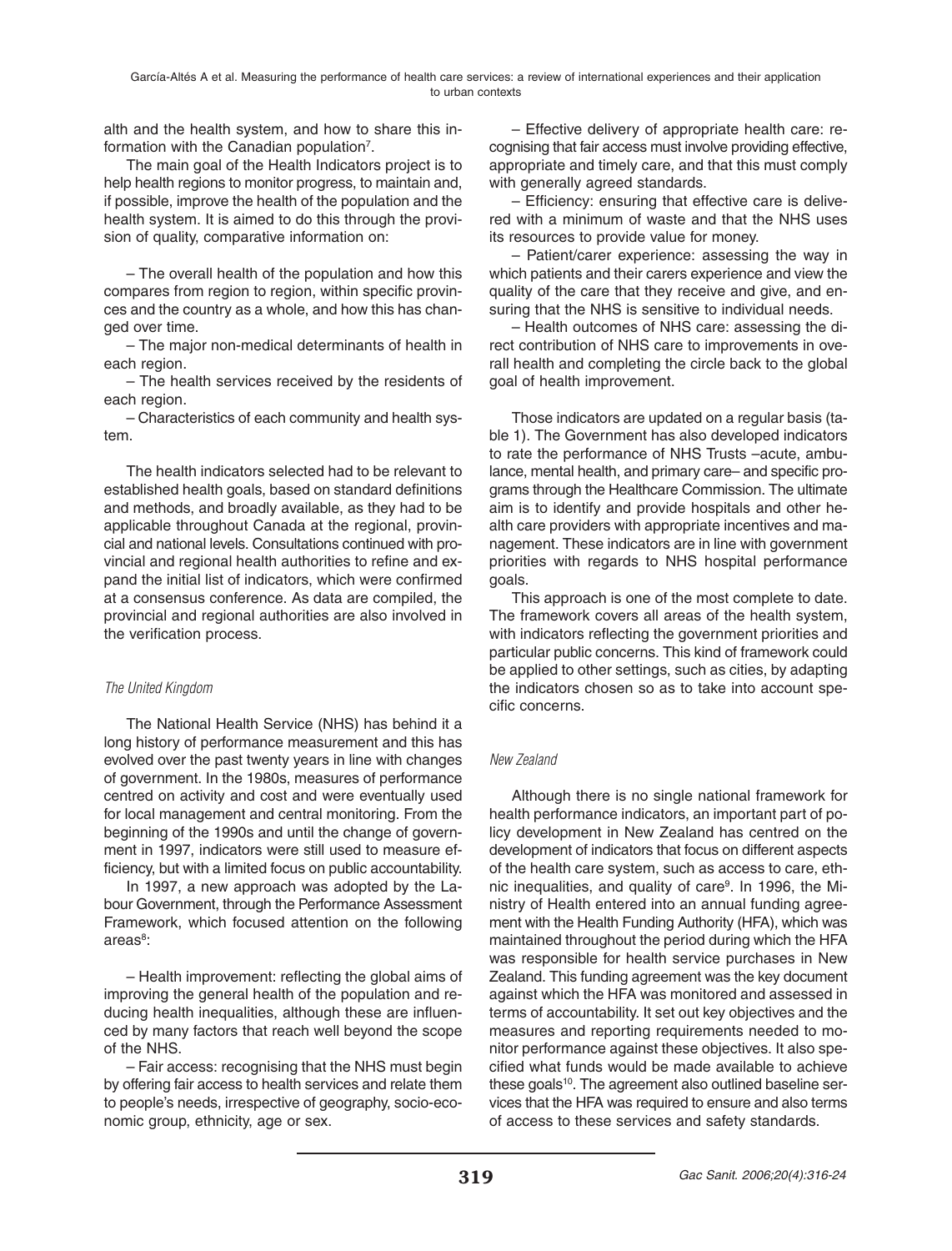alth and the health system, and how to share this information with the Canadian population[7].

The main goal of the Health Indicators project is to help health regions to monitor progress, to maintain and, if possible, improve the health of the population and the health system. It is aimed to do this through the provision of quality, comparative information on:

– The overall health of the population and how this compares from region to region, within specific provinces and the country as a whole, and how this has changed over time.

– The major non-medical determinants of health in each region.

– The health services received by the residents of each region.

– Characteristics of each community and health system.

The health indicators selected had to be relevant to established health goals, based on standard definitions and methods, and broadly available, as they had to be applicable throughout Canada at the regional, provincial and national levels. Consultations continued with provincial and regional health authorities to refine and expand the initial list of indicators, which were confirmed at a consensus conference. As data are compiled, the provincial and regional authorities are also involved in the verification process.

### *The United Kingdom*

The National Health Service (NHS) has behind it a long history of performance measurement and this has evolved over the past twenty years in line with changes of government. In the 1980s, measures of performance centred on activity and cost and were eventually used for local management and central monitoring. From the beginning of the 1990s and until the change of government in 1997, indicators were still used to measure efficiency, but with a limited focus on public accountability.

In 1997, a new approach was adopted by the Labour Government, through the Performance Assessment Framework, which focused attention on the following areas[8]:

– Health improvement: reflecting the global aims of improving the general health of the population and reducing health inequalities, although these are influenced by many factors that reach well beyond the scope of the NHS.

– Fair access: recognising that the NHS must begin by offering fair access to health services and relate them to people's needs, irrespective of geography, socio-economic group, ethnicity, age or sex.

– Effective delivery of appropriate health care: recognising that fair access must involve providing effective, appropriate and timely care, and that this must comply with generally agreed standards.

– Efficiency: ensuring that effective care is delivered with a minimum of waste and that the NHS uses its resources to provide value for money.

– Patient/carer experience: assessing the way in which patients and their carers experience and view the quality of the care that they receive and give, and ensuring that the NHS is sensitive to individual needs.

– Health outcomes of NHS care: assessing the direct contribution of NHS care to improvements in overall health and completing the circle back to the global goal of health improvement.

Those indicators are updated on a regular basis (table 1). The Government has also developed indicators to rate the performance of NHS Trusts –acute, ambulance, mental health, and primary care– and specific programs through the Healthcare Commission. The ultimate aim is to identify and provide hospitals and other health care providers with appropriate incentives and management. These indicators are in line with government priorities with regards to NHS hospital performance goals.

This approach is one of the most complete to date. The framework covers all areas of the health system, with indicators reflecting the government priorities and particular public concerns. This kind of framework could be applied to other settings, such as cities, by adapting the indicators chosen so as to take into account specific concerns.

### *New Zealand*

Although there is no single national framework for health performance indicators, an important part of policy development in New Zealand has centred on the development of indicators that focus on different aspects of the health care system, such as access to care, ethnic inequalities, and quality of care[9]. In 1996, the Ministry of Health entered into an annual funding agreement with the Health Funding Authority (HFA), which was maintained throughout the period during which the HFA was responsible for health service purchases in New Zealand. This funding agreement was the key document against which the HFA was monitored and assessed in terms of accountability. It set out key objectives and the measures and reporting requirements needed to monitor performance against these objectives. It also specified what funds would be made available to achieve these goals[10]. The agreement also outlined baseline services that the HFA was required to ensure and also terms of access to these services and safety standards.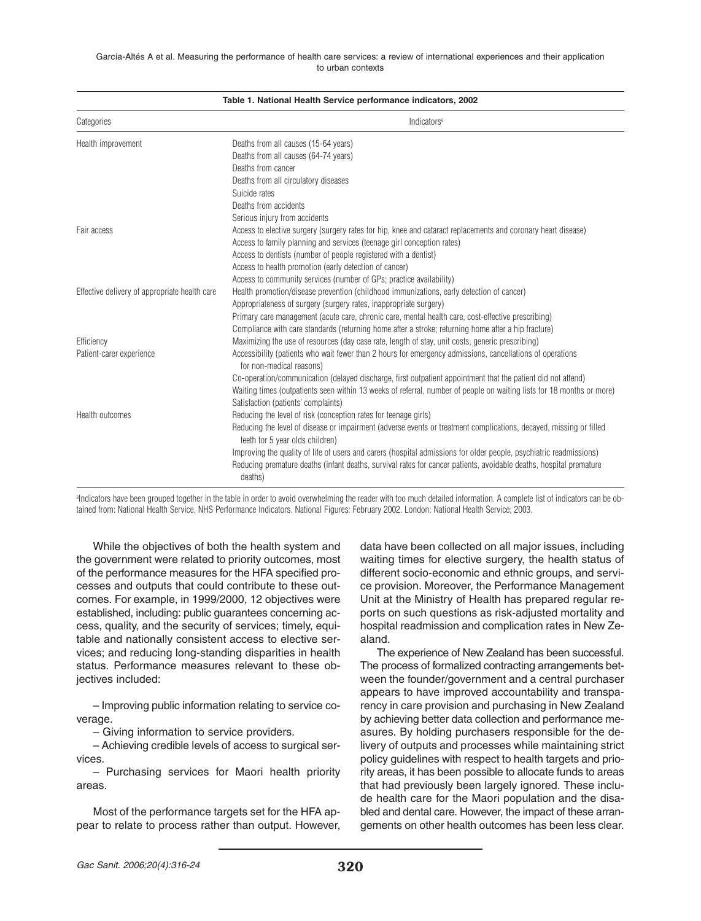**Table 1. National Health Service performance indicators, 2002**

| Categories | Indicators[a] |
|---|---|
| Health improvement | Deaths from all causes (15-64 years) |
| | Deaths from all causes (64-74 years) |
| | Deaths from cancer |
| | Deaths from all circulatory diseases |
| | Suicide rates |
| | Deaths from accidents |
| | Serious injury from accidents |
| Fair access | Access to elective surgery (surgery rates for hip, knee and cataract replacements and coronary heart disease) |
| | Access to family planning and services (teenage girl conception rates) |
| | Access to dentists (number of people registered with a dentist) |
| | Access to health promotion (early detection of cancer) |
| | Access to community services (number of GPs; practice availability) |
| Effective delivery of appropriate health care | Health promotion/disease prevention (childhood immunizations, early detection of cancer) |
| | Appropriateness of surgery (surgery rates, inappropriate surgery) |
| | Primary care management (acute care, chronic care, mental health care, cost-effective prescribing) |
| | Compliance with care standards (returning home after a stroke; returning home after a hip fracture) |
| Efficiency | Maximizing the use of resources (day case rate, length of stay, unit costs, generic prescribing) |
| Patient-carer experience | Accessibility (patients who wait fewer than 2 hours for emergency admissions, cancellations of operations for non-medical reasons) |
| | Co-operation/communication (delayed discharge, first outpatient appointment that the patient did not attend) |
| | Waiting times (outpatients seen within 13 weeks of referral, number of people on waiting lists for 18 months or more) |
| | Satisfaction (patients' complaints) |
| Health outcomes | Reducing the level of risk (conception rates for teenage girls) |
| | Reducing the level of disease or impairment (adverse events or treatment complications, decayed, missing or filled teeth for 5 year olds children) |
| | Improving the quality of life of users and carers (hospital admissions for older people, psychiatric readmissions) |
| | Reducing premature deaths (infant deaths, survival rates for cancer patients, avoidable deaths, hospital premature deaths) |

[a]Indicators have been grouped together in the table in order to avoid overwhelming the reader with too much detailed information. A complete list of indicators can be obtained from: National Health Service. NHS Performance Indicators. National Figures: February 2002. London: National Health Service; 2003.

While the objectives of both the health system and the government were related to priority outcomes, most of the performance measures for the HFA specified processes and outputs that could contribute to these outcomes. For example, in 1999/2000, 12 objectives were established, including: public guarantees concerning access, quality, and the security of services; timely, equitable and nationally consistent access to elective services; and reducing long-standing disparities in health status. Performance measures relevant to these objectives included:

– Improving public information relating to service coverage.

– Giving information to service providers.

– Achieving credible levels of access to surgical services.

– Purchasing services for Maori health priority areas.

Most of the performance targets set for the HFA appear to relate to process rather than output. However, data have been collected on all major issues, including waiting times for elective surgery, the health status of different socio-economic and ethnic groups, and service provision. Moreover, the Performance Management Unit at the Ministry of Health has prepared regular reports on such questions as risk-adjusted mortality and hospital readmission and complication rates in New Zealand.

The experience of New Zealand has been successful. The process of formalized contracting arrangements between the founder/government and a central purchaser appears to have improved accountability and transparency in care provision and purchasing in New Zealand by achieving better data collection and performance measures. By holding purchasers responsible for the delivery of outputs and processes while maintaining strict policy guidelines with respect to health targets and priority areas, it has been possible to allocate funds to areas that had previously been largely ignored. These include health care for the Maori population and the disabled and dental care. However, the impact of these arrangements on other health outcomes has been less clear.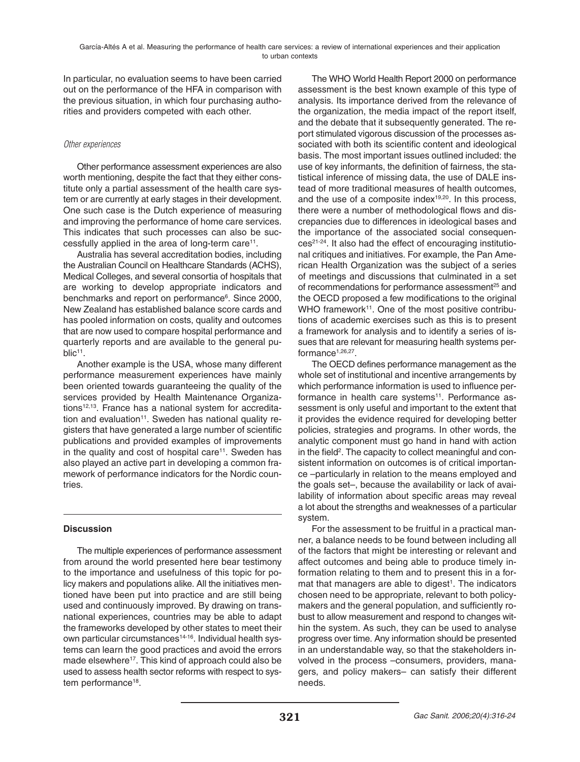In particular, no evaluation seems to have been carried out on the performance of the HFA in comparison with the previous situation, in which four purchasing authorities and providers competed with each other.

*Other experiences*

Other performance assessment experiences are also worth mentioning, despite the fact that they either constitute only a partial assessment of the health care system or are currently at early stages in their development. One such case is the Dutch experience of measuring and improving the performance of home care services. This indicates that such processes can also be successfully applied in the area of long-term care[11].

Australia has several accreditation bodies, including the Australian Council on Healthcare Standards (ACHS), Medical Colleges, and several consortia of hospitals that are working to develop appropriate indicators and benchmarks and report on performance[6]. Since 2000, New Zealand has established balance score cards and has pooled information on costs, quality and outcomes that are now used to compare hospital performance and quarterly reports and are available to the general public[11].

Another example is the USA, whose many different performance measurement experiences have mainly been oriented towards guaranteeing the quality of the services provided by Health Maintenance Organizations[12,13]. France has a national system for accreditation and evaluation[11]. Sweden has national quality registers that have generated a large number of scientific publications and provided examples of improvements in the quality and cost of hospital care[11]. Sweden has also played an active part in developing a common framework of performance indicators for the Nordic countries.

## Discussion

The multiple experiences of performance assessment from around the world presented here bear testimony to the importance and usefulness of this topic for policy makers and populations alike. All the initiatives mentioned have been put into practice and are still being used and continuously improved. By drawing on transnational experiences, countries may be able to adapt the frameworks developed by other states to meet their own particular circumstances[14-16]. Individual health systems can learn the good practices and avoid the errors made elsewhere[17]. This kind of approach could also be used to assess health sector reforms with respect to system performance[18].

The WHO World Health Report 2000 on performance assessment is the best known example of this type of analysis. Its importance derived from the relevance of the organization, the media impact of the report itself, and the debate that it subsequently generated. The report stimulated vigorous discussion of the processes associated with both its scientific content and ideological basis. The most important issues outlined included: the use of key informants, the definition of fairness, the statistical inference of missing data, the use of DALE instead of more traditional measures of health outcomes, and the use of a composite index[19,20]. In this process, there were a number of methodological flows and discrepancies due to differences in ideological bases and the importance of the associated social consequences[21-24]. It also had the effect of encouraging institutional critiques and initiatives. For example, the Pan American Health Organization was the subject of a series of meetings and discussions that culminated in a set of recommendations for performance assessment[25] and the OECD proposed a few modifications to the original WHO framework[11]. One of the most positive contributions of academic exercises such as this is to present a framework for analysis and to identify a series of issues that are relevant for measuring health systems performance[1,26,27].

The OECD defines performance management as the whole set of institutional and incentive arrangements by which performance information is used to influence performance in health care systems[11]. Performance assessment is only useful and important to the extent that it provides the evidence required for developing better policies, strategies and programs. In other words, the analytic component must go hand in hand with action in the field[2]. The capacity to collect meaningful and consistent information on outcomes is of critical importance –particularly in relation to the means employed and the goals set–, because the availability or lack of availability of information about specific areas may reveal a lot about the strengths and weaknesses of a particular system.

For the assessment to be fruitful in a practical manner, a balance needs to be found between including all of the factors that might be interesting or relevant and affect outcomes and being able to produce timely information relating to them and to present this in a format that managers are able to digest[1]. The indicators chosen need to be appropriate, relevant to both policymakers and the general population, and sufficiently robust to allow measurement and respond to changes within the system. As such, they can be used to analyse progress over time. Any information should be presented in an understandable way, so that the stakeholders involved in the process –consumers, providers, managers, and policy makers– can satisfy their different needs.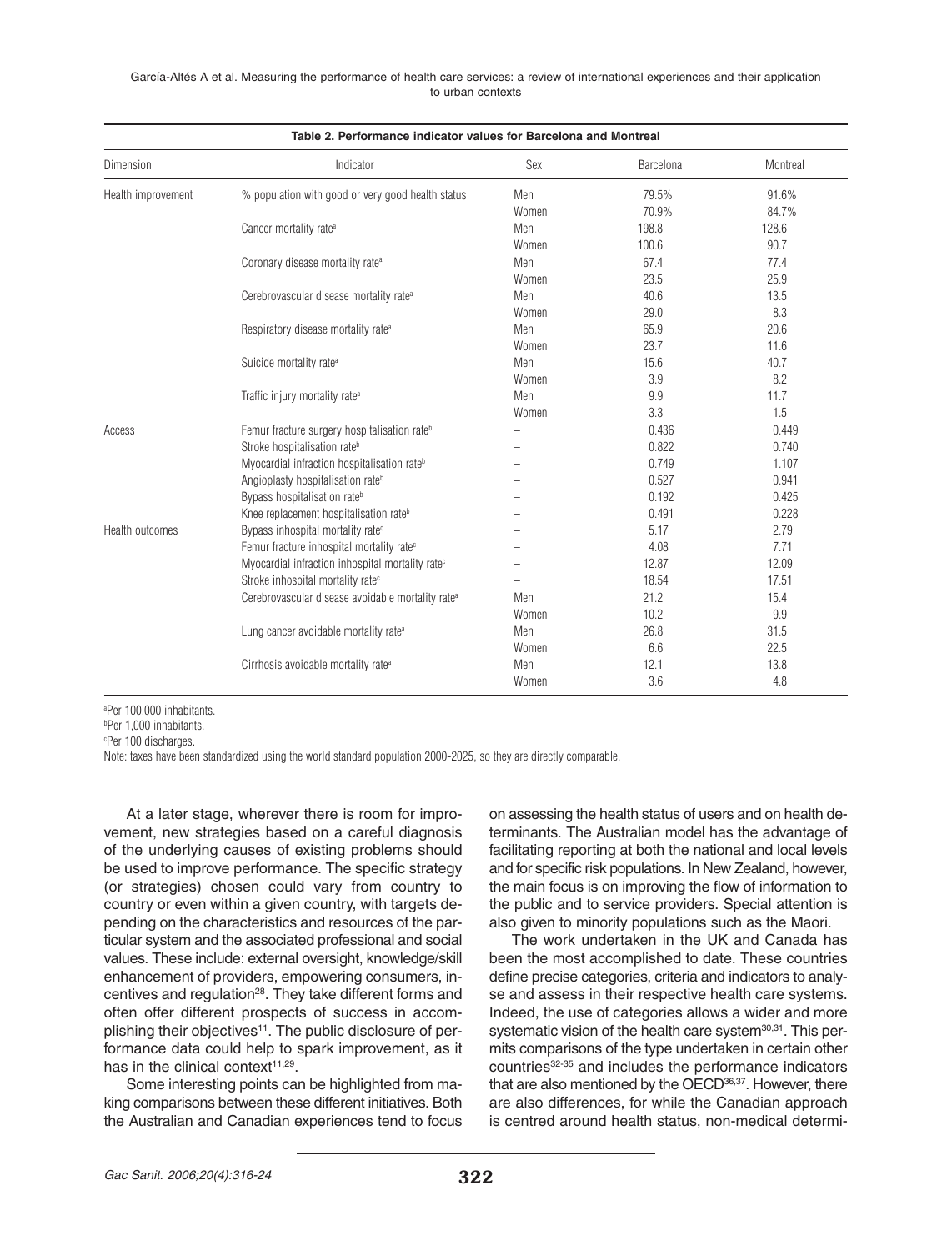**Table 2. Performance indicator values for Barcelona and Montreal**

| Dimension | Indicator | Sex | Barcelona | Montreal |
|---|---|---|---|---|
| Health improvement | % population with good or very good health status | Men | 79.5% | 91.6% |
| | | Women | 70.9% | 84.7% |
| | Cancer mortality rate[a] | Men | 198.8 | 128.6 |
| | | Women | 100.6 | 90.7 |
| | Coronary disease mortality rate[a] | Men | 67.4 | 77.4 |
| | | Women | 23.5 | 25.9 |
| | Cerebrovascular disease mortality rate[a] | Men | 40.6 | 13.5 |
| | | Women | 29.0 | 8.3 |
| | Respiratory disease mortality rate[a] | Men | 65.9 | 20.6 |
| | | Women | 23.7 | 11.6 |
| | Suicide mortality rate[a] | Men | 15.6 | 40.7 |
| | | Women | 3.9 | 8.2 |
| | Traffic injury mortality rate[a] | Men | 9.9 | 11.7 |
| | | Women | 3.3 | 1.5 |
| Access | Femur fracture surgery hospitalisation rate[b] | – | 0.436 | 0.449 |
| | Stroke hospitalisation rate[b] | – | 0.822 | 0.740 |
| | Myocardial infraction hospitalisation rate[b] | – | 0.749 | 1.107 |
| | Angioplasty hospitalisation rate[b] | – | 0.527 | 0.941 |
| | Bypass hospitalisation rate[b] | – | 0.192 | 0.425 |
| | Knee replacement hospitalisation rate[b] | – | 0.491 | 0.228 |
| Health outcomes | Bypass inhospital mortality rate[c] | – | 5.17 | 2.79 |
| | Femur fracture inhospital mortality rate[c] | – | 4.08 | 7.71 |
| | Myocardial infraction inhospital mortality rate[c] | – | 12.87 | 12.09 |
| | Stroke inhospital mortality rate[c] | – | 18.54 | 17.51 |
| | Cerebrovascular disease avoidable mortality rate[a] | Men | 21.2 | 15.4 |
| | | Women | 10.2 | 9.9 |
| | Lung cancer avoidable mortality rate[a] | Men | 26.8 | 31.5 |
| | | Women | 6.6 | 22.5 |
| | Cirrhosis avoidable mortality rate[a] | Men | 12.1 | 13.8 |
| | | Women | 3.6 | 4.8 |

[a]Per 100,000 inhabitants.
[b]Per 1,000 inhabitants.
[c]Per 100 discharges.
Note: taxes have been standardized using the world standard population 2000-2025, so they are directly comparable.

At a later stage, wherever there is room for improvement, new strategies based on a careful diagnosis of the underlying causes of existing problems should be used to improve performance. The specific strategy (or strategies) chosen could vary from country to country or even within a given country, with targets depending on the characteristics and resources of the particular system and the associated professional and social values. These include: external oversight, knowledge/skill enhancement of providers, empowering consumers, incentives and regulation[28]. They take different forms and often offer different prospects of success in accomplishing their objectives[11]. The public disclosure of performance data could help to spark improvement, as it has in the clinical context[11,29].

Some interesting points can be highlighted from making comparisons between these different initiatives. Both the Australian and Canadian experiences tend to focus on assessing the health status of users and on health determinants. The Australian model has the advantage of facilitating reporting at both the national and local levels and for specific risk populations. In New Zealand, however, the main focus is on improving the flow of information to the public and to service providers. Special attention is also given to minority populations such as the Maori.

The work undertaken in the UK and Canada has been the most accomplished to date. These countries define precise categories, criteria and indicators to analyse and assess in their respective health care systems. Indeed, the use of categories allows a wider and more systematic vision of the health care system[30,31]. This permits comparisons of the type undertaken in certain other countries[32-35] and includes the performance indicators that are also mentioned by the OECD[36,37]. However, there are also differences, for while the Canadian approach is centred around health status, non-medical determi-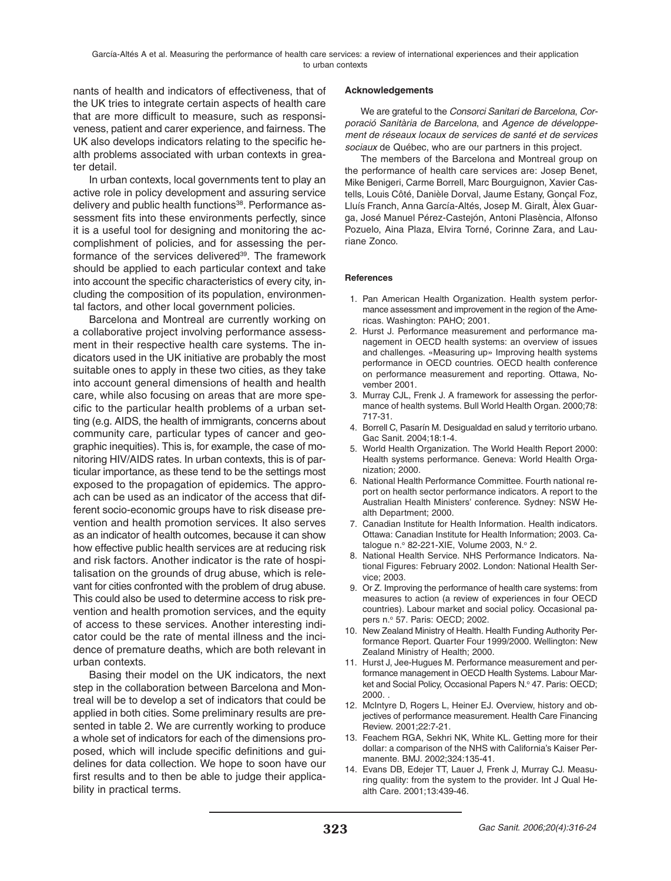nants of health and indicators of effectiveness, that of the UK tries to integrate certain aspects of health care that are more difficult to measure, such as responsiveness, patient and carer experience, and fairness. The UK also develops indicators relating to the specific health problems associated with urban contexts in greater detail.

In urban contexts, local governments tent to play an active role in policy development and assuring service delivery and public health functions[38]. Performance assessment fits into these environments perfectly, since it is a useful tool for designing and monitoring the accomplishment of policies, and for assessing the performance of the services delivered[39]. The framework should be applied to each particular context and take into account the specific characteristics of every city, including the composition of its population, environmental factors, and other local government policies.

Barcelona and Montreal are currently working on a collaborative project involving performance assessment in their respective health care systems. The indicators used in the UK initiative are probably the most suitable ones to apply in these two cities, as they take into account general dimensions of health and health care, while also focusing on areas that are more specific to the particular health problems of a urban setting (e.g. AIDS, the health of immigrants, concerns about community care, particular types of cancer and geographic inequities). This is, for example, the case of monitoring HIV/AIDS rates. In urban contexts, this is of particular importance, as these tend to be the settings most exposed to the propagation of epidemics. The approach can be used as an indicator of the access that different socio-economic groups have to risk disease prevention and health promotion services. It also serves as an indicator of health outcomes, because it can show how effective public health services are at reducing risk and risk factors. Another indicator is the rate of hospitalisation on the grounds of drug abuse, which is relevant for cities confronted with the problem of drug abuse. This could also be used to determine access to risk prevention and health promotion services, and the equity of access to these services. Another interesting indicator could be the rate of mental illness and the incidence of premature deaths, which are both relevant in urban contexts.

Basing their model on the UK indicators, the next step in the collaboration between Barcelona and Montreal will be to develop a set of indicators that could be applied in both cities. Some preliminary results are presented in table 2. We are currently working to produce a whole set of indicators for each of the dimensions proposed, which will include specific definitions and guidelines for data collection. We hope to soon have our first results and to then be able to judge their applicability in practical terms.

#### Acknowledgements

We are grateful to the *Consorci Sanitari de Barcelona*, *Corporació Sanitària de Barcelona*, and *Agence de développement de réseaux locaux de services de santé et de services sociaux* de Québec, who are our partners in this project.

The members of the Barcelona and Montreal group on the performance of health care services are: Josep Benet, Mike Benigeri, Carme Borrell, Marc Bourguignon, Xavier Castells, Louis Côté, Danièle Dorval, Jaume Estany, Gonçal Foz, Lluís Franch, Anna García-Altés, Josep M. Giralt, Àlex Guarga, José Manuel Pérez-Castejón, Antoni Plasència, Alfonso Pozuelo, Aina Plaza, Elvira Torné, Corinne Zara, and Lauriane Zonco.

#### References

1. Pan American Health Organization. Health system performance assessment and improvement in the region of the Americas. Washington: PAHO; 2001.
2. Hurst J. Performance measurement and performance management in OECD health systems: an overview of issues and challenges. «Measuring up» Improving health systems performance in OECD countries. OECD health conference on performance measurement and reporting. Ottawa, November 2001.
3. Murray CJL, Frenk J. A framework for assessing the performance of health systems. Bull World Health Organ. 2000;78:717-31.
4. Borrell C, Pasarín M. Desigualdad en salud y territorio urbano. Gac Sanit. 2004;18:1-4.
5. World Health Organization. The World Health Report 2000: Health systems performance. Geneva: World Health Organization; 2000.
6. National Health Performance Committee. Fourth national report on health sector performance indicators. A report to the Australian Health Ministers' conference. Sydney: NSW Health Department; 2000.
7. Canadian Institute for Health Information. Health indicators. Ottawa: Canadian Institute for Health Information; 2003. Catalogue n.º 82-221-XIE, Volume 2003, N.º 2.
8. National Health Service. NHS Performance Indicators. National Figures: February 2002. London: National Health Service; 2003.
9. Or Z. Improving the performance of health care systems: from measures to action (a review of experiences in four OECD countries). Labour market and social policy. Occasional papers n.º 57. Paris: OECD; 2002.
10. New Zealand Ministry of Health. Health Funding Authority Performance Report. Quarter Four 1999/2000. Wellington: New Zealand Ministry of Health; 2000.
11. Hurst J, Jee-Hugues M. Performance measurement and performance management in OECD Health Systems. Labour Market and Social Policy, Occasional Papers N.º 47. Paris: OECD; 2000. .
12. McIntyre D, Rogers L, Heiner EJ. Overview, history and objectives of performance measurement. Health Care Financing Review. 2001;22:7-21.
13. Feachem RGA, Sekhri NK, White KL. Getting more for their dollar: a comparison of the NHS with California's Kaiser Permanente. BMJ. 2002;324:135-41.
14. Evans DB, Edejer TT, Lauer J, Frenk J, Murray CJ. Measuring quality: from the system to the provider. Int J Qual Health Care. 2001;13:439-46.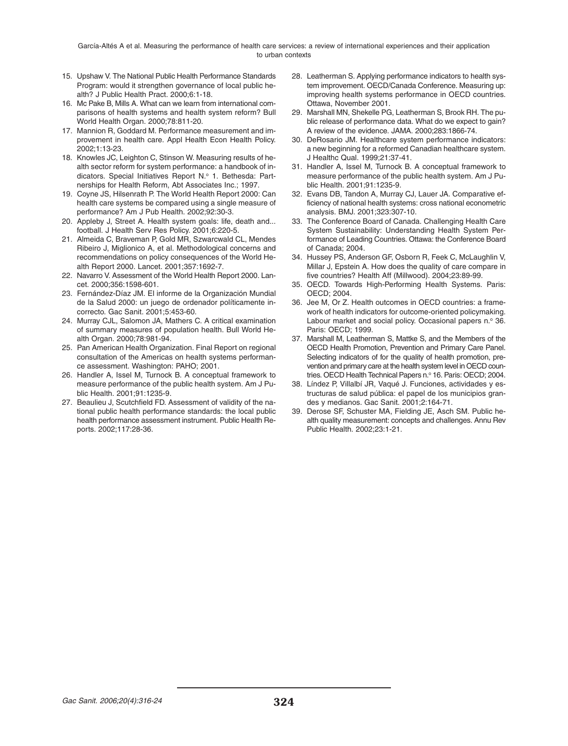15. Upshaw V. The National Public Health Performance Standards Program: would it strengthen governance of local public health? J Public Health Pract. 2000;6:1-18.
16. Mc Pake B, Mills A. What can we learn from international comparisons of health systems and health system reform? Bull World Health Organ. 2000;78:811-20.
17. Mannion R, Goddard M. Performance measurement and improvement in health care. Appl Health Econ Health Policy. 2002;1:13-23.
18. Knowles JC, Leighton C, Stinson W. Measuring results of health sector reform for system performance: a handbook of indicators. Special Initiatives Report N.º 1. Bethesda: Partnerships for Health Reform, Abt Associates Inc.; 1997.
19. Coyne JS, Hilsenrath P. The World Health Report 2000: Can health care systems be compared using a single measure of performance? Am J Pub Health. 2002;92:30-3.
20. Appleby J, Street A. Health system goals: life, death and... football. J Health Serv Res Policy. 2001;6:220-5.
21. Almeida C, Braveman P, Gold MR, Szwarcwald CL, Mendes Ribeiro J, Miglionico A, et al. Methodological concerns and recommendations on policy consequences of the World Health Report 2000. Lancet. 2001;357:1692-7.
22. Navarro V. Assessment of the World Health Report 2000. Lancet. 2000;356:1598-601.
23. Fernández-Díaz JM. El informe de la Organización Mundial de la Salud 2000: un juego de ordenador políticamente incorrecto. Gac Sanit. 2001;5:453-60.
24. Murray CJL, Salomon JA, Mathers C. A critical examination of summary measures of population health. Bull World Health Organ. 2000;78:981-94.
25. Pan American Health Organization. Final Report on regional consultation of the Americas on health systems performance assessment. Washington: PAHO; 2001.
26. Handler A, Issel M, Turnock B. A conceptual framework to measure performance of the public health system. Am J Public Health. 2001;91:1235-9.
27. Beaulieu J, Scutchfield FD. Assessment of validity of the national public health performance standards: the local public health performance assessment instrument. Public Health Reports. 2002;117:28-36.
28. Leatherman S. Applying performance indicators to health system improvement. OECD/Canada Conference. Measuring up: improving health systems performance in OECD countries. Ottawa, November 2001.
29. Marshall MN, Shekelle PG, Leatherman S, Brook RH. The public release of performance data. What do we expect to gain? A review of the evidence. JAMA. 2000;283:1866-74.
30. DeRosario JM. Healthcare system performance indicators: a new beginning for a reformed Canadian healthcare system. J Healthc Qual. 1999;21:37-41.
31. Handler A, Issel M, Turnock B. A conceptual framework to measure performance of the public health system. Am J Public Health. 2001;91:1235-9.
32. Evans DB, Tandon A, Murray CJ, Lauer JA. Comparative efficiency of national health systems: cross national econometric analysis. BMJ. 2001;323:307-10.
33. The Conference Board of Canada. Challenging Health Care System Sustainability: Understanding Health System Performance of Leading Countries. Ottawa: the Conference Board of Canada; 2004.
34. Hussey PS, Anderson GF, Osborn R, Feek C, McLaughlin V, Millar J, Epstein A. How does the quality of care compare in five countries? Health Aff (Millwood). 2004;23:89-99.
35. OECD. Towards High-Performing Health Systems. Paris: OECD; 2004.
36. Jee M, Or Z. Health outcomes in OECD countries: a framework of health indicators for outcome-oriented policymaking. Labour market and social policy. Occasional papers n.º 36. Paris: OECD; 1999.
37. Marshall M, Leatherman S, Mattke S, and the Members of the OECD Health Promotion, Prevention and Primary Care Panel. Selecting indicators of for the quality of health promotion, prevention and primary care at the health system level in OECD countries. OECD Health Technical Papers n.º 16. Paris: OECD; 2004.
38. Líndez P, Villalbí JR, Vaqué J. Funciones, actividades y estructuras de salud pública: el papel de los municipios grandes y medianos. Gac Sanit. 2001;2:164-71.
39. Derose SF, Schuster MA, Fielding JE, Asch SM. Public health quality measurement: concepts and challenges. Annu Rev Public Health. 2002;23:1-21.